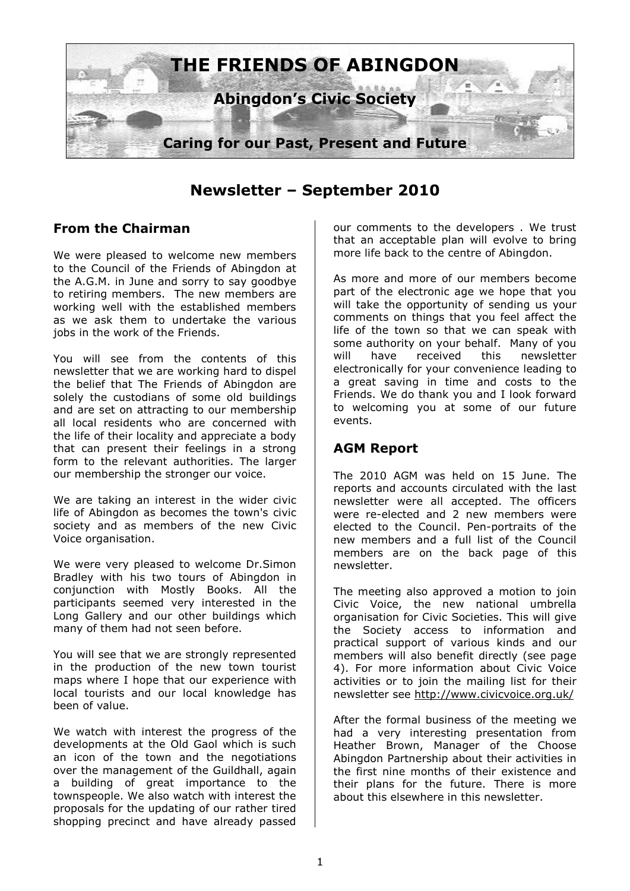# THE FRIENDS OF ABINGDON

**Abingdon's Civic Society**

**Caring for our Past, Present and Future**

## Newsletter – September 2010

### From the Chairman

We were pleased to welcome new members to the Council of the Friends of Abingdon at the A.G.M. in June and sorry to say goodbye to retiring members. The new members are working well with the established members as we ask them to undertake the various jobs in the work of the Friends.

You will see from the contents of this newsletter that we are working hard to dispel the belief that The Friends of Abingdon are solely the custodians of some old buildings and are set on attracting to our membership all local residents who are concerned with the life of their locality and appreciate a body that can present their feelings in a strong form to the relevant authorities. The larger our membership the stronger our voice.

We are taking an interest in the wider civic life of Abingdon as becomes the town's civic society and as members of the new Civic Voice organisation.

We were very pleased to welcome Dr.Simon Bradley with his two tours of Abingdon in conjunction with Mostly Books. All the participants seemed very interested in the Long Gallery and our other buildings which many of them had not seen before.

You will see that we are strongly represented in the production of the new town tourist maps where I hope that our experience with local tourists and our local knowledge has been of value.

We watch with interest the progress of the developments at the Old Gaol which is such an icon of the town and the negotiations over the management of the Guildhall, again a building of great importance to the townspeople. We also watch with interest the proposals for the updating of our rather tired shopping precinct and have already passed our comments to the developers . We trust that an acceptable plan will evolve to bring more life back to the centre of Abingdon.

As more and more of our members become part of the electronic age we hope that you will take the opportunity of sending us your comments on things that you feel affect the life of the town so that we can speak with some authority on your behalf. Many of you will have received this newsletter electronically for your convenience leading to a great saving in time and costs to the Friends. We do thank you and I look forward to welcoming you at some of our future events.

### AGM Report

The 2010 AGM was held on 15 June. The reports and accounts circulated with the last newsletter were all accepted. The officers were re-elected and 2 new members were elected to the Council. Pen-portraits of the new members and a full list of the Council members are on the back page of this newsletter.

The meeting also approved a motion to join Civic Voice, the new national umbrella organisation for Civic Societies. This will give the Society access to information and practical support of various kinds and our members will also benefit directly (see page 4). For more information about Civic Voice activities or to join the mailing list for their newsletter see http://www.civicvoice.org.uk/

After the formal business of the meeting we had a very interesting presentation from Heather Brown, Manager of the Choose Abingdon Partnership about their activities in the first nine months of their existence and their plans for the future. There is more about this elsewhere in this newsletter.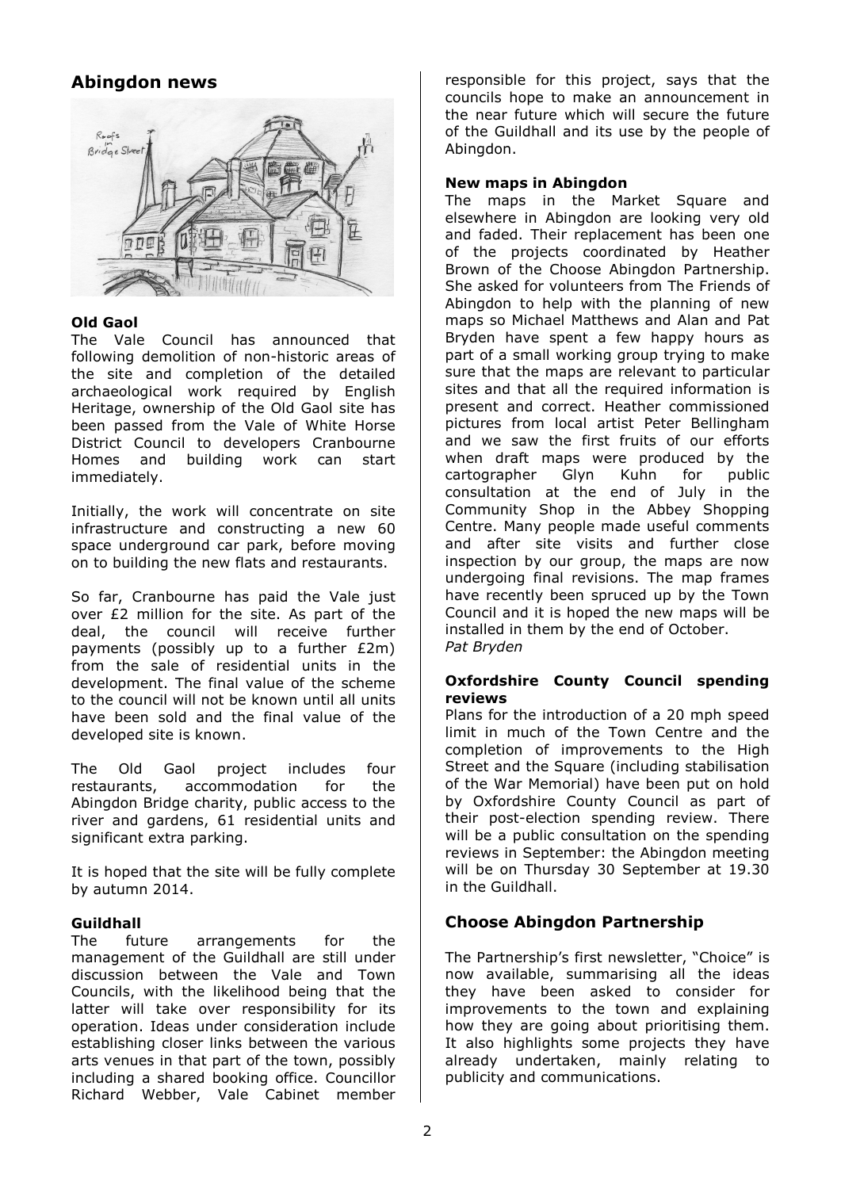## Abingdon news

**Old Gaol**

The Vale Council has announced that following demolition of non-historic areas of the site and completion of the detailed archaeological work required by English Heritage, ownership of the Old Gaol site has been passed from the Vale of White Horse District Council to developers Cranbourne Homes and building work can start immediately.

Initially, the work will concentrate on site infrastructure and constructing a new 60 space underground car park, before moving on to building the new flats and restaurants.

So far, Cranbourne has paid the Vale just over £2 million for the site. As part of the deal, the council will receive further payments (possibly up to a further £2m) from the sale of residential units in the development. The final value of the scheme to the council will not be known until all units have been sold and the final value of the developed site is known.

The Old Gaol project includes four restaurants, accommodation for the Abingdon Bridge charity, public access to the river and gardens, 61 residential units and significant extra parking.

It is hoped that the site will be fully complete by autumn 2014.

**Guildhall**

The future arrangements for the management of the Guildhall are still under discussion between the Vale and Town Councils, with the likelihood being that the latter will take over responsibility for its operation. Ideas under consideration include establishing closer links between the various arts venues in that part of the town, possibly including a shared booking office. Councillor Richard Webber, Vale Cabinet member responsible for this project, says that the councils hope to make an announcement in the near future which will secure the future of the Guildhall and its use by the people of Abingdon.

**New maps in Abingdon**

The maps in the Market Square and elsewhere in Abingdon are looking very old and faded. Their replacement has been one of the projects coordinated by Heather Brown of the Choose Abingdon Partnership. She asked for volunteers from The Friends of Abingdon to help with the planning of new maps so Michael Matthews and Alan and Pat Bryden have spent a few happy hours as part of a small working group trying to make sure that the maps are relevant to particular sites and that all the required information is present and correct. Heather commissioned pictures from local artist Peter Bellingham and we saw the first fruits of our efforts when draft maps were produced by the cartographer Glyn Kuhn for public consultation at the end of July in the Community Shop in the Abbey Shopping Centre. Many people made useful comments and after site visits and further close inspection by our group, the maps are now undergoing final revisions. The map frames have recently been spruced up by the Town Council and it is hoped the new maps will be installed in them by the end of October.

*Pat Bryden*

**Oxfordshire County Council spending reviews**

Plans for the introduction of a 20 mph speed limit in much of the Town Centre and the completion of improvements to the High Street and the Square (including stabilisation of the War Memorial) have been put on hold by Oxfordshire County Council as part of their post-election spending review. There will be a public consultation on the spending reviews in September: the Abingdon meeting will be on Thursday 30 September at 19.30 in the Guildhall.

## Choose Abingdon Partnership

The Partnership's first newsletter, "Choice" is now available, summarising all the ideas they have been asked to consider for improvements to the town and explaining how they are going about prioritising them. It also highlights some projects they have already undertaken, mainly relating to publicity and communications.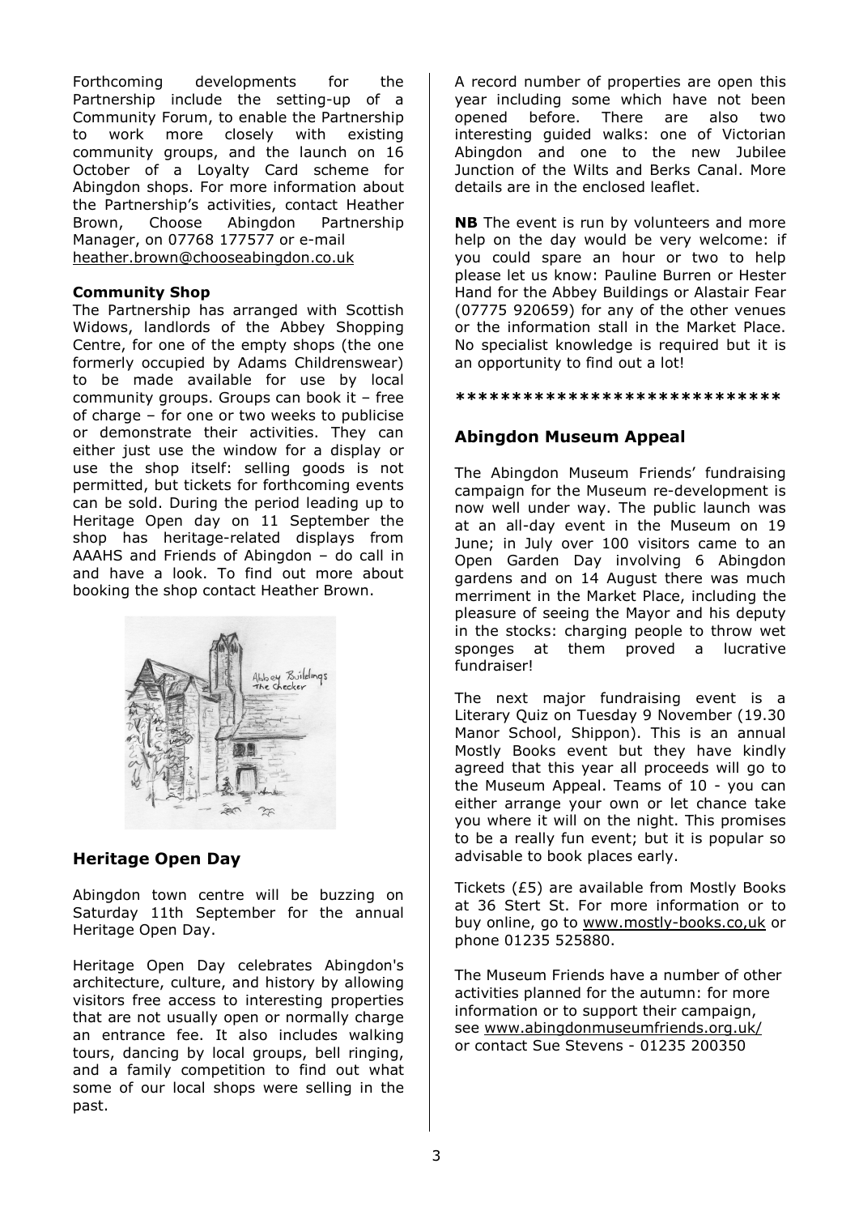Forthcoming developments for the Partnership include the setting-up of a Community Forum, to enable the Partnership to work more closely with existing community groups, and the launch on 16 October of a Loyalty Card scheme for Abingdon shops. For more information about the Partnership's activities, contact Heather Brown, Choose Abingdon Partnership Manager, on 07768 177577 or e-mail heather.brown@chooseabingdon.co.uk

**Community Shop**

The Partnership has arranged with Scottish Widows, landlords of the Abbey Shopping Centre, for one of the empty shops (the one formerly occupied by Adams Childrenswear) to be made available for use by local community groups. Groups can book it – free of charge – for one or two weeks to publicise or demonstrate their activities. They can either just use the window for a display or use the shop itself: selling goods is not permitted, but tickets for forthcoming events can be sold. During the period leading up to Heritage Open day on 11 September the shop has heritage-related displays from AAAHS and Friends of Abingdon – do call in and have a look. To find out more about booking the shop contact Heather Brown.

## Heritage Open Day

Abingdon town centre will be buzzing on Saturday 11th September for the annual Heritage Open Day.

Heritage Open Day celebrates Abingdon's architecture, culture, and history by allowing visitors free access to interesting properties that are not usually open or normally charge an entrance fee. It also includes walking tours, dancing by local groups, bell ringing, and a family competition to find out what some of our local shops were selling in the past.

A record number of properties are open this year including some which have not been opened before. There are also two interesting guided walks: one of Victorian Abingdon and one to the new Jubilee Junction of the Wilts and Berks Canal. More details are in the enclosed leaflet.

**NB** The event is run by volunteers and more help on the day would be very welcome: if you could spare an hour or two to help please let us know: Pauline Burren or Hester Hand for the Abbey Buildings or Alastair Fear (07775 920659) for any of the other venues or the information stall in the Market Place. No specialist knowledge is required but it is an opportunity to find out a lot!

****************************

## Abingdon Museum Appeal

The Abingdon Museum Friends' fundraising campaign for the Museum re-development is now well under way. The public launch was at an all-day event in the Museum on 19 June; in July over 100 visitors came to an Open Garden Day involving 6 Abingdon gardens and on 14 August there was much merriment in the Market Place, including the pleasure of seeing the Mayor and his deputy in the stocks: charging people to throw wet sponges at them proved a lucrative fundraiser!

The next major fundraising event is a Literary Quiz on Tuesday 9 November (19.30 Manor School, Shippon). This is an annual Mostly Books event but they have kindly agreed that this year all proceeds will go to the Museum Appeal. Teams of 10 - you can either arrange your own or let chance take you where it will on the night. This promises to be a really fun event; but it is popular so advisable to book places early.

Tickets (£5) are available from Mostly Books at 36 Stert St. For more information or to buy online, go to www.mostly-books.co,uk or phone 01235 525880.

The Museum Friends have a number of other activities planned for the autumn: for more information or to support their campaign, see www.abingdonmuseumfriends.org.uk/ or contact Sue Stevens - 01235 200350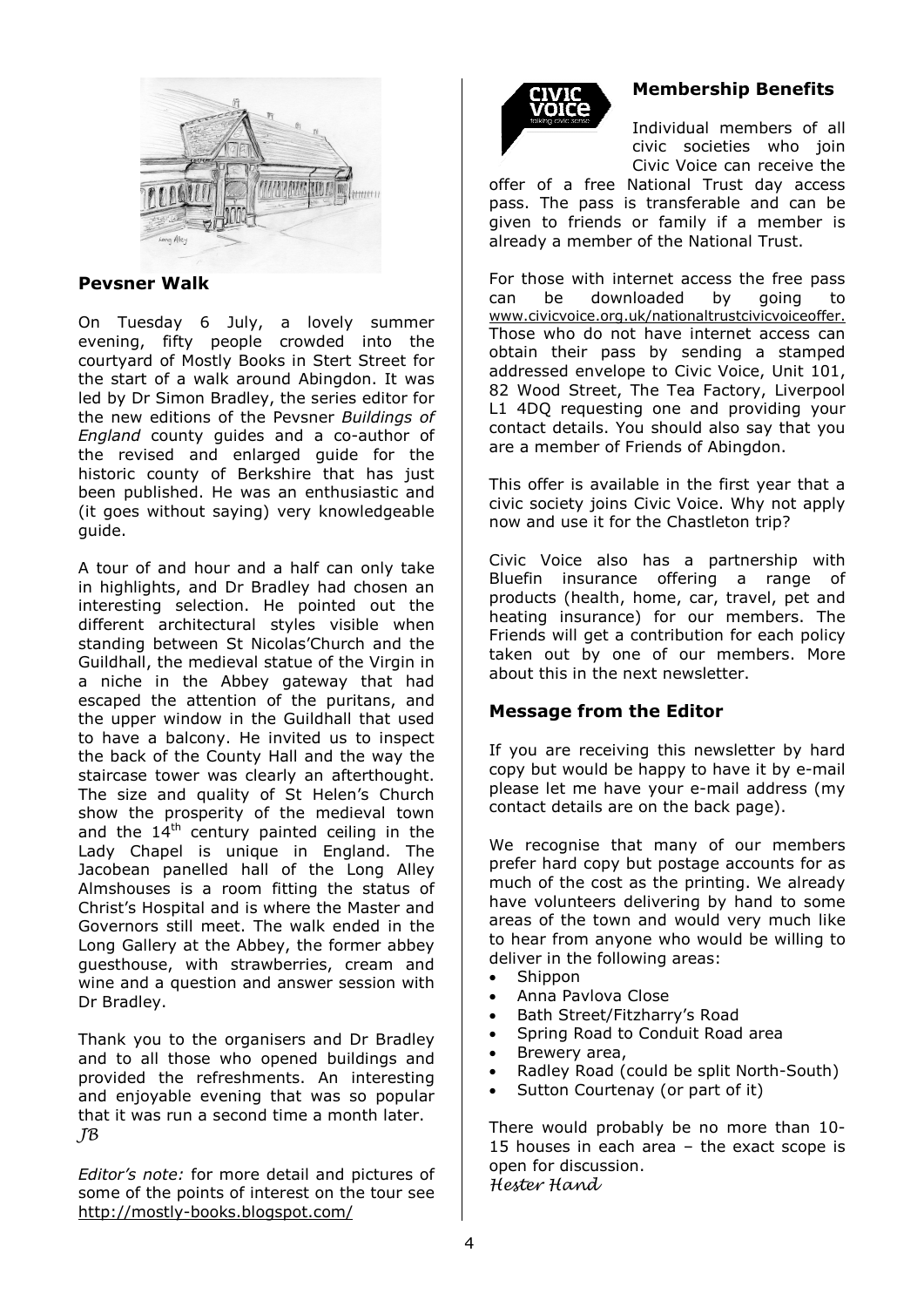## Pevsner Walk

On Tuesday 6 July, a lovely summer evening, fifty people crowded into the courtyard of Mostly Books in Stert Street for the start of a walk around Abingdon. It was led by Dr Simon Bradley, the series editor for the new editions of the Pevsner *Buildings of England* county guides and a co-author of the revised and enlarged guide for the historic county of Berkshire that has just been published. He was an enthusiastic and (it goes without saying) very knowledgeable guide.

A tour of and hour and a half can only take in highlights, and Dr Bradley had chosen an interesting selection. He pointed out the different architectural styles visible when standing between St Nicolas'Church and the Guildhall, the medieval statue of the Virgin in a niche in the Abbey gateway that had escaped the attention of the puritans, and the upper window in the Guildhall that used to have a balcony. He invited us to inspect the back of the County Hall and the way the staircase tower was clearly an afterthought. The size and quality of St Helen's Church show the prosperity of the medieval town and the 14th century painted ceiling in the Lady Chapel is unique in England. The Jacobean panelled hall of the Long Alley Almshouses is a room fitting the status of Christ's Hospital and is where the Master and Governors still meet. The walk ended in the Long Gallery at the Abbey, the former abbey guesthouse, with strawberries, cream and wine and a question and answer session with Dr Bradley.

Thank you to the organisers and Dr Bradley and to all those who opened buildings and provided the refreshments. An interesting and enjoyable evening that was so popular that it was run a second time a month later.
*JB*

*Editor's note:* for more detail and pictures of some of the points of interest on the tour see http://mostly-books.blogspot.com/

## Membership Benefits

Individual members of all civic societies who join Civic Voice can receive the offer of a free National Trust day access pass. The pass is transferable and can be given to friends or family if a member is already a member of the National Trust.

For those with internet access the free pass can be downloaded by going to www.civicvoice.org.uk/nationaltrustcivicvoiceoffer. Those who do not have internet access can obtain their pass by sending a stamped addressed envelope to Civic Voice, Unit 101, 82 Wood Street, The Tea Factory, Liverpool L1 4DQ requesting one and providing your contact details. You should also say that you are a member of Friends of Abingdon.

This offer is available in the first year that a civic society joins Civic Voice. Why not apply now and use it for the Chastleton trip?

Civic Voice also has a partnership with Bluefin insurance offering a range of products (health, home, car, travel, pet and heating insurance) for our members. The Friends will get a contribution for each policy taken out by one of our members. More about this in the next newsletter.

## Message from the Editor

If you are receiving this newsletter by hard copy but would be happy to have it by e-mail please let me have your e-mail address (my contact details are on the back page).

We recognise that many of our members prefer hard copy but postage accounts for as much of the cost as the printing. We already have volunteers delivering by hand to some areas of the town and would very much like to hear from anyone who would be willing to deliver in the following areas:

- Shippon
- Anna Pavlova Close
- Bath Street/Fitzharry's Road
- Spring Road to Conduit Road area
- Brewery area,
- Radley Road (could be split North-South)
- Sutton Courtenay (or part of it)

There would probably be no more than 10-15 houses in each area – the exact scope is open for discussion.
*Hester Hand*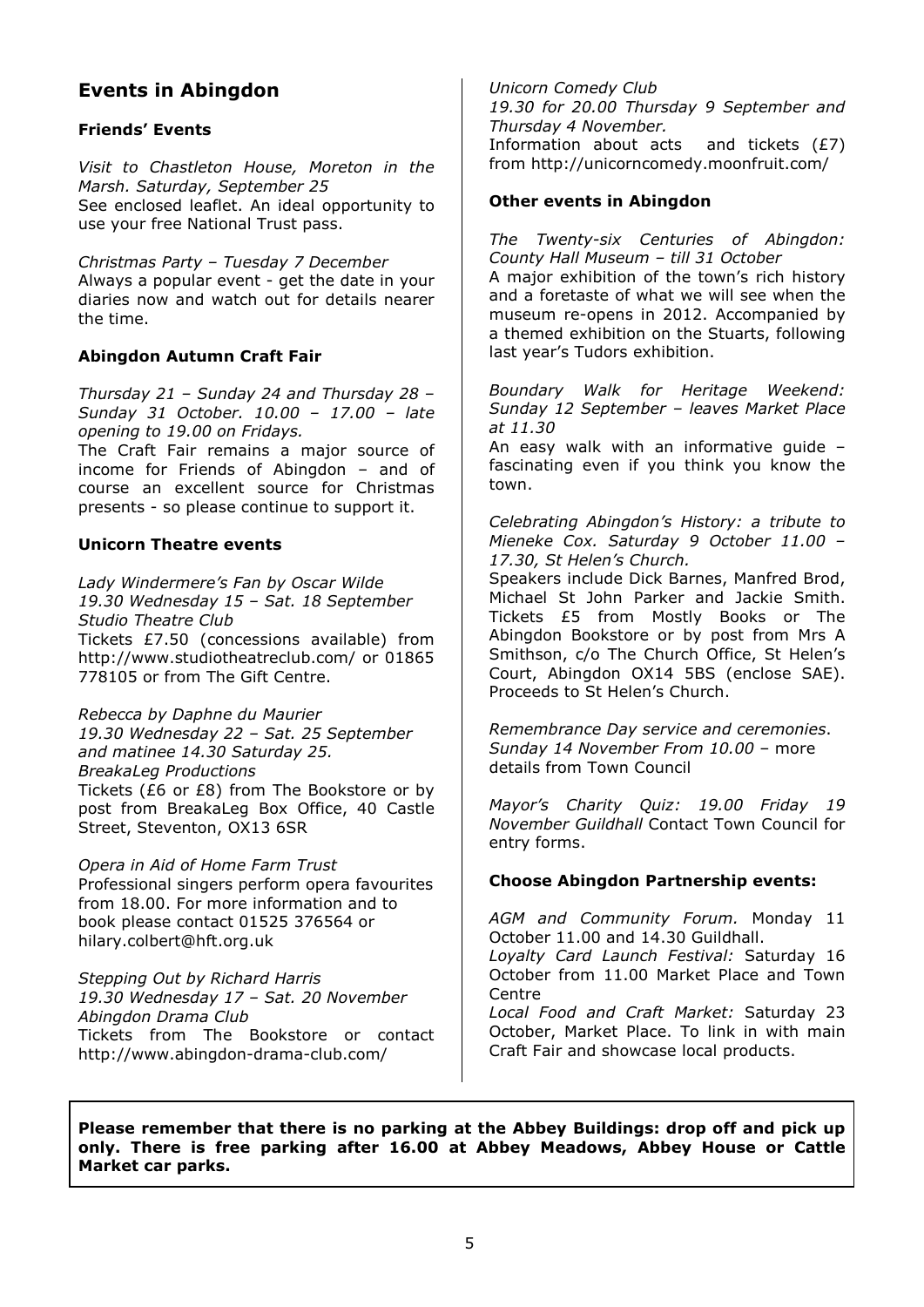## Events in Abingdon

### Friends' Events

*Visit to Chastleton House, Moreton in the Marsh. Saturday, September 25*
See enclosed leaflet. An ideal opportunity to use your free National Trust pass.

*Christmas Party – Tuesday 7 December*
Always a popular event - get the date in your diaries now and watch out for details nearer the time.

### Abingdon Autumn Craft Fair

*Thursday 21 – Sunday 24 and Thursday 28 – Sunday 31 October. 10.00 – 17.00 – late opening to 19.00 on Fridays.*
The Craft Fair remains a major source of income for Friends of Abingdon – and of course an excellent source for Christmas presents - so please continue to support it.

### Unicorn Theatre events

*Lady Windermere's Fan by Oscar Wilde*
*19.30 Wednesday 15 – Sat. 18 September*
*Studio Theatre Club*
Tickets £7.50 (concessions available) from http://www.studiotheatreclub.com/ or 01865 778105 or from The Gift Centre.

*Rebecca by Daphne du Maurier*
*19.30 Wednesday 22 – Sat. 25 September and matinee 14.30 Saturday 25.*
*BreakaLeg Productions*
Tickets (£6 or £8) from The Bookstore or by post from BreakaLeg Box Office, 40 Castle Street, Steventon, OX13 6SR

*Opera in Aid of Home Farm Trust*
Professional singers perform opera favourites from 18.00. For more information and to book please contact 01525 376564 or hilary.colbert@hft.org.uk

*Stepping Out by Richard Harris*
*19.30 Wednesday 17 – Sat. 20 November*
*Abingdon Drama Club*
Tickets from The Bookstore or contact http://www.abingdon-drama-club.com/

*Unicorn Comedy Club*
*19.30 for 20.00 Thursday 9 September and Thursday 4 November.*
Information about acts and tickets (£7) from http://unicorncomedy.moonfruit.com/

### Other events in Abingdon

*The Twenty-six Centuries of Abingdon: County Hall Museum – till 31 October*
A major exhibition of the town's rich history and a foretaste of what we will see when the museum re-opens in 2012. Accompanied by a themed exhibition on the Stuarts, following last year's Tudors exhibition.

*Boundary Walk for Heritage Weekend: Sunday 12 September – leaves Market Place at 11.30*
An easy walk with an informative guide – fascinating even if you think you know the town.

*Celebrating Abingdon's History: a tribute to Mieneke Cox. Saturday 9 October 11.00 – 17.30, St Helen's Church.*
Speakers include Dick Barnes, Manfred Brod, Michael St John Parker and Jackie Smith. Tickets £5 from Mostly Books or The Abingdon Bookstore or by post from Mrs A Smithson, c/o The Church Office, St Helen's Court, Abingdon OX14 5BS (enclose SAE). Proceeds to St Helen's Church.

*Remembrance Day service and ceremonies. Sunday 14 November From 10.00* – more details from Town Council

*Mayor's Charity Quiz: 19.00 Friday 19 November Guildhall* Contact Town Council for entry forms.

### Choose Abingdon Partnership events:

*AGM and Community Forum.* Monday 11 October 11.00 and 14.30 Guildhall.
*Loyalty Card Launch Festival:* Saturday 16 October from 11.00 Market Place and Town Centre
*Local Food and Craft Market:* Saturday 23 October, Market Place. To link in with main Craft Fair and showcase local products.

**Please remember that there is no parking at the Abbey Buildings: drop off and pick up only. There is free parking after 16.00 at Abbey Meadows, Abbey House or Cattle Market car parks.**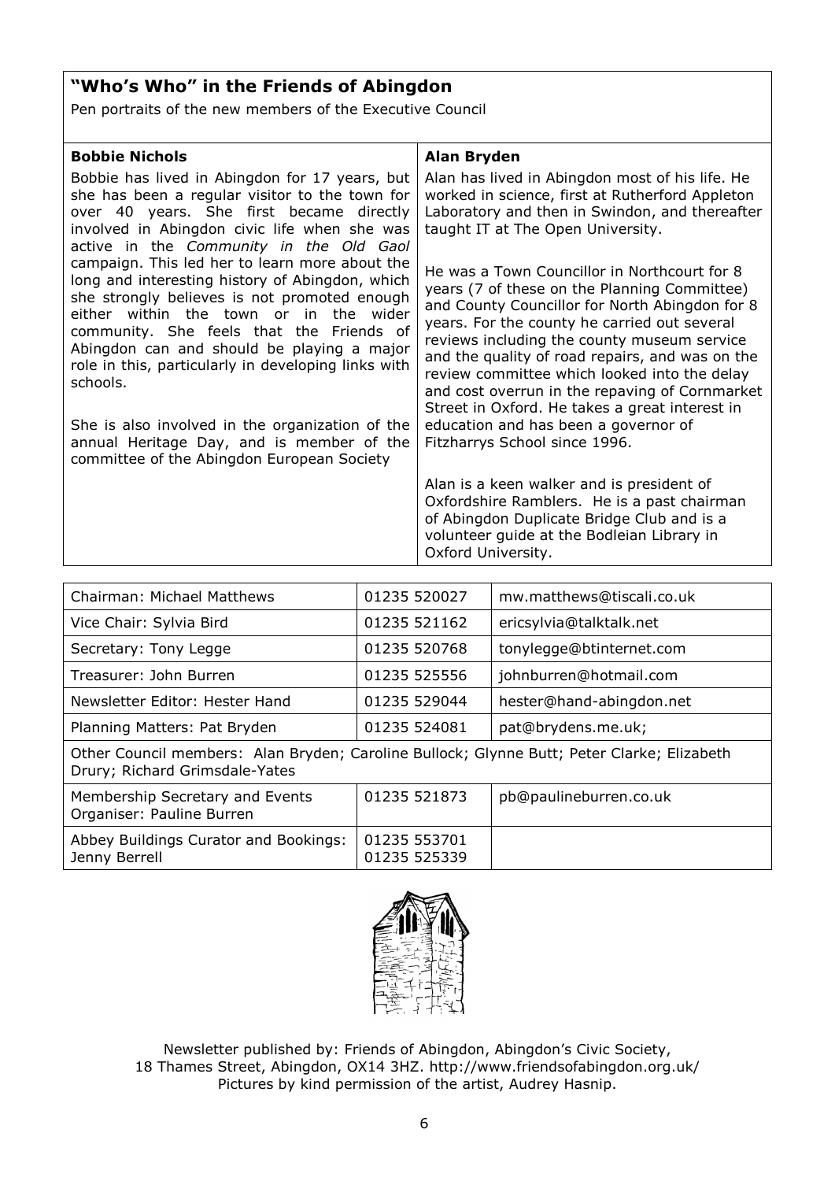## "Who's Who" in the Friends of Abingdon

Pen portraits of the new members of the Executive Council

### Bobbie Nichols

Bobbie has lived in Abingdon for 17 years, but she has been a regular visitor to the town for over 40 years. She first became directly involved in Abingdon civic life when she was active in the *Community in the Old Gaol* campaign. This led her to learn more about the long and interesting history of Abingdon, which she strongly believes is not promoted enough either within the town or in the wider community. She feels that the Friends of Abingdon can and should be playing a major role in this, particularly in developing links with schools.

She is also involved in the organization of the annual Heritage Day, and is member of the committee of the Abingdon European Society

### Alan Bryden

Alan has lived in Abingdon most of his life. He worked in science, first at Rutherford Appleton Laboratory and then in Swindon, and thereafter taught IT at The Open University.

He was a Town Councillor in Northcourt for 8 years (7 of these on the Planning Committee) and County Councillor for North Abingdon for 8 years. For the county he carried out several reviews including the county museum service and the quality of road repairs, and was on the review committee which looked into the delay and cost overrun in the repaving of Cornmarket Street in Oxford. He takes a great interest in education and has been a governor of Fitzharrys School since 1996.

Alan is a keen walker and is president of Oxfordshire Ramblers. He is a past chairman of Abingdon Duplicate Bridge Club and is a volunteer guide at the Bodleian Library in Oxford University.

| | | |
|---|---|---|
| Chairman: Michael Matthews | 01235 520027 | mw.matthews@tiscali.co.uk |
| Vice Chair: Sylvia Bird | 01235 521162 | ericsylvia@talktalk.net |
| Secretary: Tony Legge | 01235 520768 | tonylegge@btinternet.com |
| Treasurer: John Burren | 01235 525556 | johnburren@hotmail.com |
| Newsletter Editor: Hester Hand | 01235 529044 | hester@hand-abingdon.net |
| Planning Matters: Pat Bryden | 01235 524081 | pat@brydens.me.uk; |
| Other Council members: Alan Bryden; Caroline Bullock; Glynne Butt; Peter Clarke; Elizabeth Drury; Richard Grimsdale-Yates | | |
| Membership Secretary and Events Organiser: Pauline Burren | 01235 521873 | pb@paulineburren.co.uk |
| Abbey Buildings Curator and Bookings: Jenny Berrell | 01235 553701<br>01235 525339 | |

Newsletter published by: Friends of Abingdon, Abingdon's Civic Society, 18 Thames Street, Abingdon, OX14 3HZ. http://www.friendsofabingdon.org.uk/
Pictures by kind permission of the artist, Audrey Hasnip.